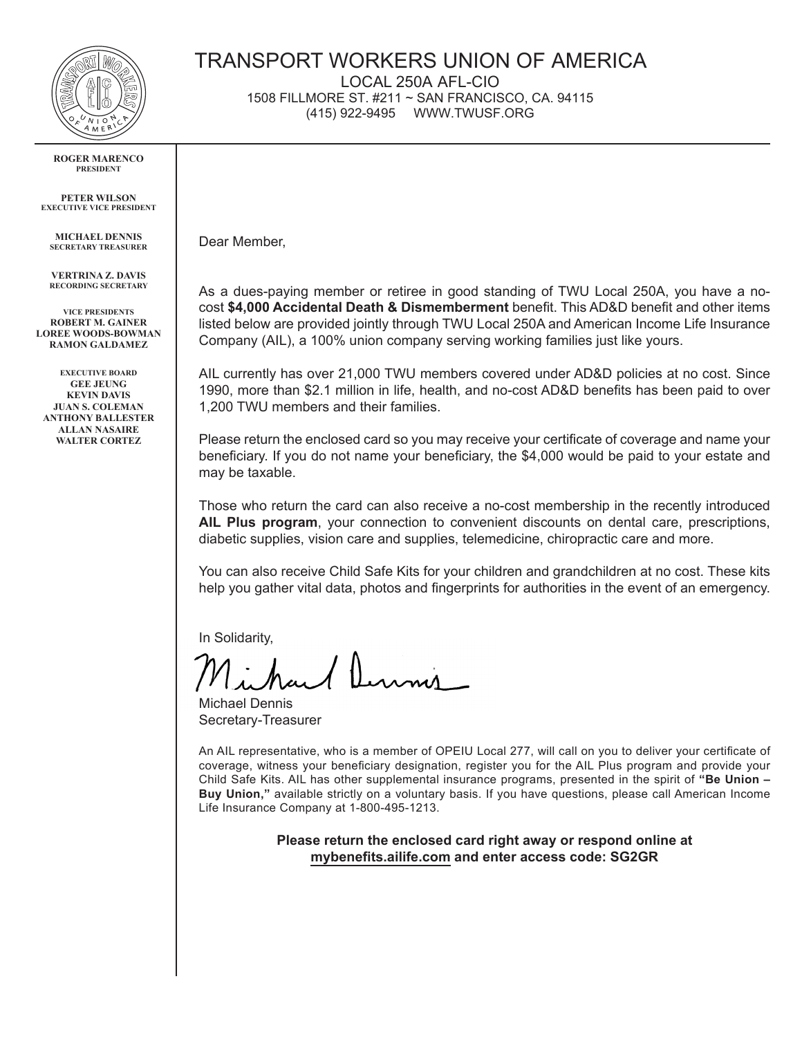# TRANSPORT WORKERS UNION OF AMERICA

LOCAL 250A AFL-CIO
1508 FILLMORE ST. #211 ~ SAN FRANCISCO, CA. 94115
(415) 922-9495 WWW.TWUSF.ORG

**ROGER MARENCO**
PRESIDENT

**PETER WILSON**
EXECUTIVE VICE PRESIDENT

**MICHAEL DENNIS**
SECRETARY TREASURER

**VERTRINA Z. DAVIS**
RECORDING SECRETARY

VICE PRESIDENTS
**ROBERT M. GAINER**
**LOREE WOODS-BOWMAN**
**RAMON GALDAMEZ**

EXECUTIVE BOARD
**GEE JEUNG**
**KEVIN DAVIS**
**JUAN S. COLEMAN**
**ANTHONY BALLESTER**
**ALLAN NASAIRE**
**WALTER CORTEZ**

Dear Member,

As a dues-paying member or retiree in good standing of TWU Local 250A, you have a no-cost **$4,000 Accidental Death & Dismemberment** benefit. This AD&D benefit and other items listed below are provided jointly through TWU Local 250A and American Income Life Insurance Company (AIL), a 100% union company serving working families just like yours.

AIL currently has over 21,000 TWU members covered under AD&D policies at no cost. Since 1990, more than $2.1 million in life, health, and no-cost AD&D benefits has been paid to over 1,200 TWU members and their families.

Please return the enclosed card so you may receive your certificate of coverage and name your beneficiary. If you do not name your beneficiary, the $4,000 would be paid to your estate and may be taxable.

Those who return the card can also receive a no-cost membership in the recently introduced **AIL Plus program**, your connection to convenient discounts on dental care, prescriptions, diabetic supplies, vision care and supplies, telemedicine, chiropractic care and more.

You can also receive Child Safe Kits for your children and grandchildren at no cost. These kits help you gather vital data, photos and fingerprints for authorities in the event of an emergency.

In Solidarity,

Michael Dennis
Secretary-Treasurer

An AIL representative, who is a member of OPEIU Local 277, will call on you to deliver your certificate of coverage, witness your beneficiary designation, register you for the AIL Plus program and provide your Child Safe Kits. AIL has other supplemental insurance programs, presented in the spirit of **"Be Union – Buy Union,"** available strictly on a voluntary basis. If you have questions, please call American Income Life Insurance Company at 1-800-495-1213.

**Please return the enclosed card right away or respond online at mybenefits.ailife.com and enter access code: SG2GR**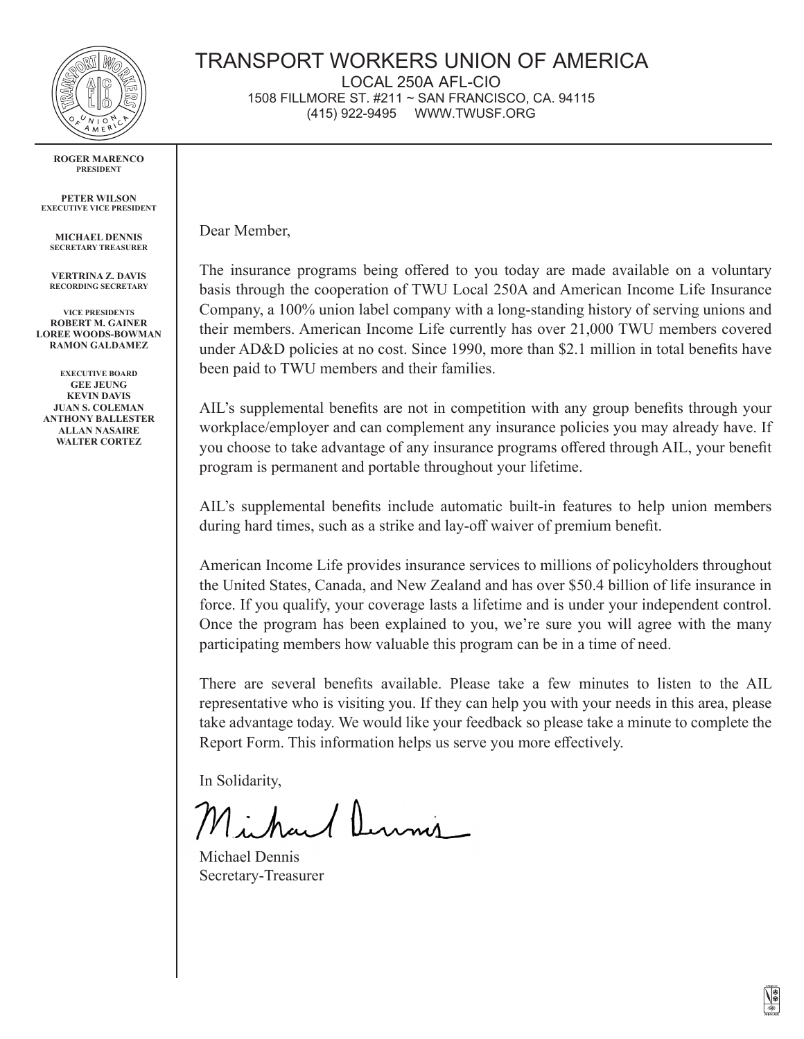# TRANSPORT WORKERS UNION OF AMERICA

LOCAL 250A AFL-CIO
1508 FILLMORE ST. #211 ~ SAN FRANCISCO, CA. 94115
(415) 922-9495 WWW.TWUSF.ORG

**ROGER MARENCO**
**PRESIDENT**

**PETER WILSON**
**EXECUTIVE VICE PRESIDENT**

**MICHAEL DENNIS**
**SECRETARY TREASURER**

**VERTRINA Z. DAVIS**
**RECORDING SECRETARY**

**VICE PRESIDENTS**
**ROBERT M. GAINER**
**LOREE WOODS-BOWMAN**
**RAMON GALDAMEZ**

**EXECUTIVE BOARD**
**GEE JEUNG**
**KEVIN DAVIS**
**JUAN S. COLEMAN**
**ANTHONY BALLESTER**
**ALLAN NASAIRE**
**WALTER CORTEZ**

Dear Member,

The insurance programs being offered to you today are made available on a voluntary basis through the cooperation of TWU Local 250A and American Income Life Insurance Company, a 100% union label company with a long-standing history of serving unions and their members. American Income Life currently has over 21,000 TWU members covered under AD&D policies at no cost. Since 1990, more than $2.1 million in total benefits have been paid to TWU members and their families.

AIL's supplemental benefits are not in competition with any group benefits through your workplace/employer and can complement any insurance policies you may already have. If you choose to take advantage of any insurance programs offered through AIL, your benefit program is permanent and portable throughout your lifetime.

AIL's supplemental benefits include automatic built-in features to help union members during hard times, such as a strike and lay-off waiver of premium benefit.

American Income Life provides insurance services to millions of policyholders throughout the United States, Canada, and New Zealand and has over $50.4 billion of life insurance in force. If you qualify, your coverage lasts a lifetime and is under your independent control. Once the program has been explained to you, we're sure you will agree with the many participating members how valuable this program can be in a time of need.

There are several benefits available. Please take a few minutes to listen to the AIL representative who is visiting you. If they can help you with your needs in this area, please take advantage today. We would like your feedback so please take a minute to complete the Report Form. This information helps us serve you more effectively.

In Solidarity,

Michael Dennis
Secretary-Treasurer